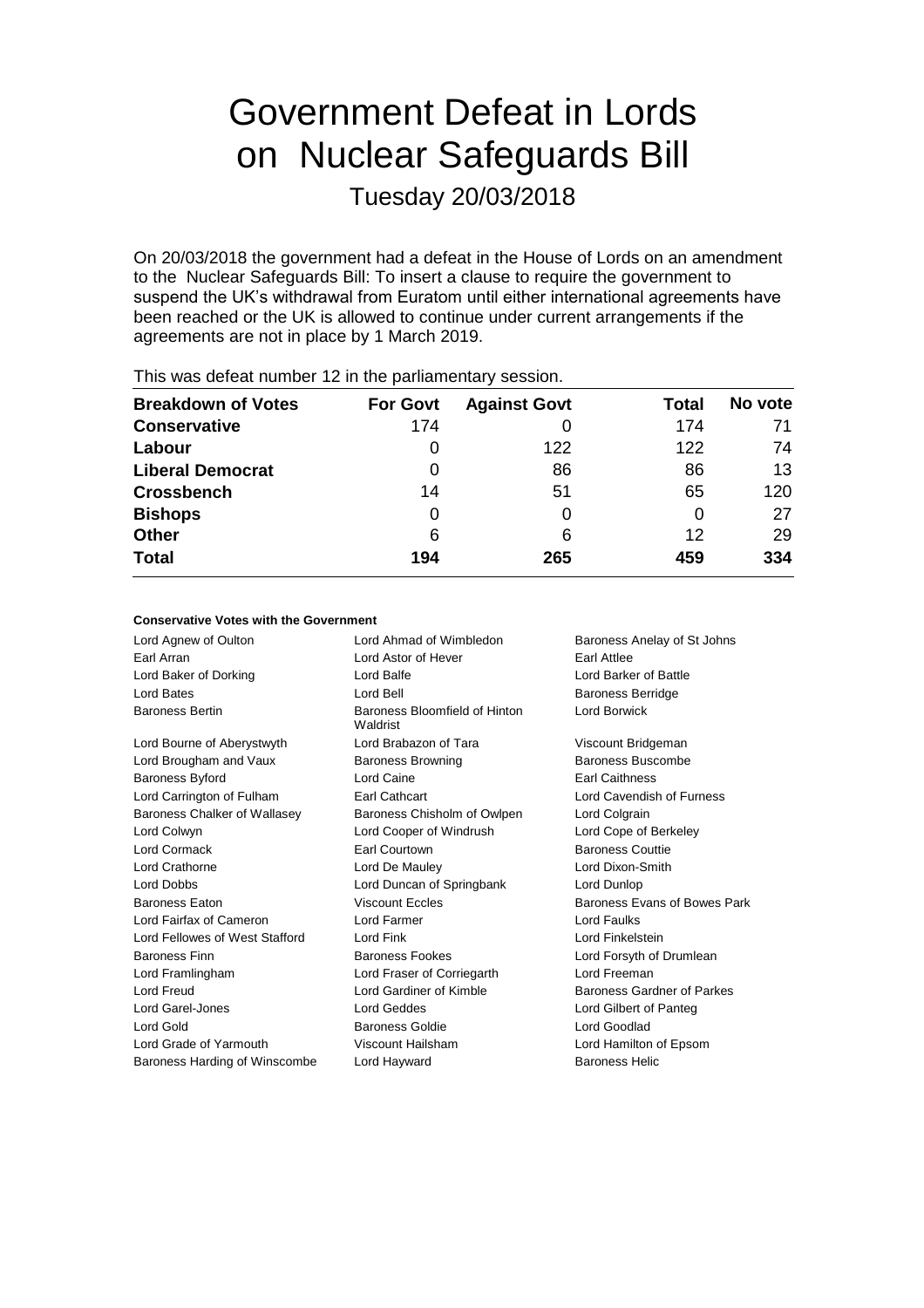# Government Defeat in Lords on Nuclear Safeguards Bill

Tuesday 20/03/2018

On 20/03/2018 the government had a defeat in the House of Lords on an amendment to the Nuclear Safeguards Bill: To insert a clause to require the government to suspend the UK's withdrawal from Euratom until either international agreements have been reached or the UK is allowed to continue under current arrangements if the agreements are not in place by 1 March 2019.

This was defeat number 12 in the parliamentary session.

| Breakdown of Votes | For Govt | Against Govt | Total | No vote |
|---|---|---|---|---|
| **Conservative** | 174 | 0 | 174 | 71 |
| **Labour** | 0 | 122 | 122 | 74 |
| **Liberal Democrat** | 0 | 86 | 86 | 13 |
| **Crossbench** | 14 | 51 | 65 | 120 |
| **Bishops** | 0 | 0 | 0 | 27 |
| **Other** | 6 | 6 | 12 | 29 |
| **Total** | **194** | **265** | **459** | **334** |

#### Conservative Votes with the Government

| | | |
|---|---|---|
| Lord Agnew of Oulton | Lord Ahmad of Wimbledon | Baroness Anelay of St Johns |
| Earl Arran | Lord Astor of Hever | Earl Attlee |
| Lord Baker of Dorking | Lord Balfe | Lord Barker of Battle |
| Lord Bates | Lord Bell | Baroness Berridge |
| Baroness Bertin | Baroness Bloomfield of Hinton Waldrist | Lord Borwick |
| Lord Bourne of Aberystwyth | Lord Brabazon of Tara | Viscount Bridgeman |
| Lord Brougham and Vaux | Baroness Browning | Baroness Buscombe |
| Baroness Byford | Lord Caine | Earl Caithness |
| Lord Carrington of Fulham | Earl Cathcart | Lord Cavendish of Furness |
| Baroness Chalker of Wallasey | Baroness Chisholm of Owlpen | Lord Colgrain |
| Lord Colwyn | Lord Cooper of Windrush | Lord Cope of Berkeley |
| Lord Cormack | Earl Courtown | Baroness Couttie |
| Lord Crathorne | Lord De Mauley | Lord Dixon-Smith |
| Lord Dobbs | Lord Duncan of Springbank | Lord Dunlop |
| Baroness Eaton | Viscount Eccles | Baroness Evans of Bowes Park |
| Lord Fairfax of Cameron | Lord Farmer | Lord Faulks |
| Lord Fellowes of West Stafford | Lord Fink | Lord Finkelstein |
| Baroness Finn | Baroness Fookes | Lord Forsyth of Drumlean |
| Lord Framlingham | Lord Fraser of Corriegarth | Lord Freeman |
| Lord Freud | Lord Gardiner of Kimble | Baroness Gardner of Parkes |
| Lord Garel-Jones | Lord Geddes | Lord Gilbert of Panteg |
| Lord Gold | Baroness Goldie | Lord Goodlad |
| Lord Grade of Yarmouth | Viscount Hailsham | Lord Hamilton of Epsom |
| Baroness Harding of Winscombe | Lord Hayward | Baroness Helic |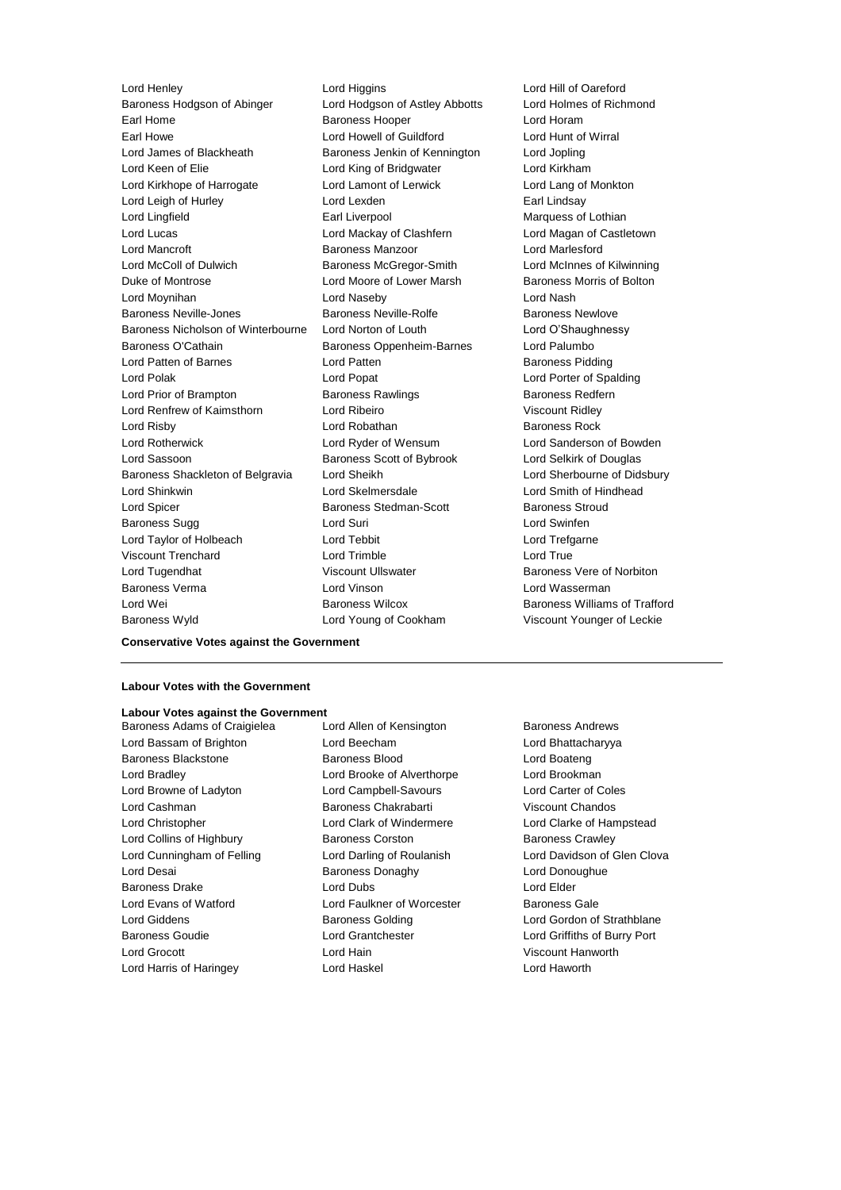Lord Henley
Lord Higgins
Lord Hill of Oareford
Baroness Hodgson of Abinger
Lord Hodgson of Astley Abbotts
Lord Holmes of Richmond
Earl Home
Baroness Hooper
Lord Horam
Earl Howe
Lord Howell of Guildford
Lord Hunt of Wirral
Lord James of Blackheath
Baroness Jenkin of Kennington
Lord Jopling
Lord Keen of Elie
Lord King of Bridgwater
Lord Kirkham
Lord Kirkhope of Harrogate
Lord Lamont of Lerwick
Lord Lang of Monkton
Lord Leigh of Hurley
Lord Lexden
Earl Lindsay
Lord Lingfield
Earl Liverpool
Marquess of Lothian
Lord Lucas
Lord Mackay of Clashfern
Lord Magan of Castletown
Lord Mancroft
Baroness Manzoor
Lord Marlesford
Lord McColl of Dulwich
Baroness McGregor-Smith
Lord McInnes of Kilwinning
Duke of Montrose
Lord Moore of Lower Marsh
Baroness Morris of Bolton
Lord Moynihan
Lord Naseby
Lord Nash
Baroness Neville-Jones
Baroness Neville-Rolfe
Baroness Newlove
Baroness Nicholson of Winterbourne
Lord Norton of Louth
Lord O'Shaughnessy
Baroness O'Cathain
Baroness Oppenheim-Barnes
Lord Palumbo
Lord Patten of Barnes
Lord Patten
Baroness Pidding
Lord Polak
Lord Popat
Lord Porter of Spalding
Lord Prior of Brampton
Baroness Rawlings
Baroness Redfern
Lord Renfrew of Kaimsthorn
Lord Ribeiro
Viscount Ridley
Lord Risby
Lord Robathan
Baroness Rock
Lord Rotherwick
Lord Ryder of Wensum
Lord Sanderson of Bowden
Lord Sassoon
Baroness Scott of Bybrook
Lord Selkirk of Douglas
Baroness Shackleton of Belgravia
Lord Sheikh
Lord Sherbourne of Didsbury
Lord Shinkwin
Lord Skelmersdale
Lord Smith of Hindhead
Lord Spicer
Baroness Stedman-Scott
Baroness Stroud
Baroness Sugg
Lord Suri
Lord Swinfen
Lord Taylor of Holbeach
Lord Tebbit
Lord Trefgarne
Viscount Trenchard
Lord Trimble
Lord True
Lord Tugendhat
Viscount Ullswater
Baroness Vere of Norbiton
Baroness Verma
Lord Vinson
Lord Wasserman
Lord Wei
Baroness Wilcox
Baroness Williams of Trafford
Baroness Wyld
Lord Young of Cookham
Viscount Younger of Leckie

**Conservative Votes against the Government**

---

**Labour Votes with the Government**

**Labour Votes against the Government**

Baroness Adams of Craigielea
Lord Allen of Kensington
Baroness Andrews
Lord Bassam of Brighton
Lord Beecham
Lord Bhattacharyya
Baroness Blackstone
Baroness Blood
Lord Boateng
Lord Bradley
Lord Brooke of Alverthorpe
Lord Brookman
Lord Browne of Ladyton
Lord Campbell-Savours
Lord Carter of Coles
Lord Cashman
Baroness Chakrabarti
Viscount Chandos
Lord Christopher
Lord Clark of Windermere
Lord Clarke of Hampstead
Lord Collins of Highbury
Baroness Corston
Baroness Crawley
Lord Cunningham of Felling
Lord Darling of Roulanish
Lord Davidson of Glen Clova
Lord Desai
Baroness Donaghy
Lord Donoughue
Baroness Drake
Lord Dubs
Lord Elder
Lord Evans of Watford
Lord Faulkner of Worcester
Baroness Gale
Lord Giddens
Baroness Golding
Lord Gordon of Strathblane
Baroness Goudie
Lord Grantchester
Lord Griffiths of Burry Port
Lord Grocott
Lord Hain
Viscount Hanworth
Lord Harris of Haringey
Lord Haskel
Lord Haworth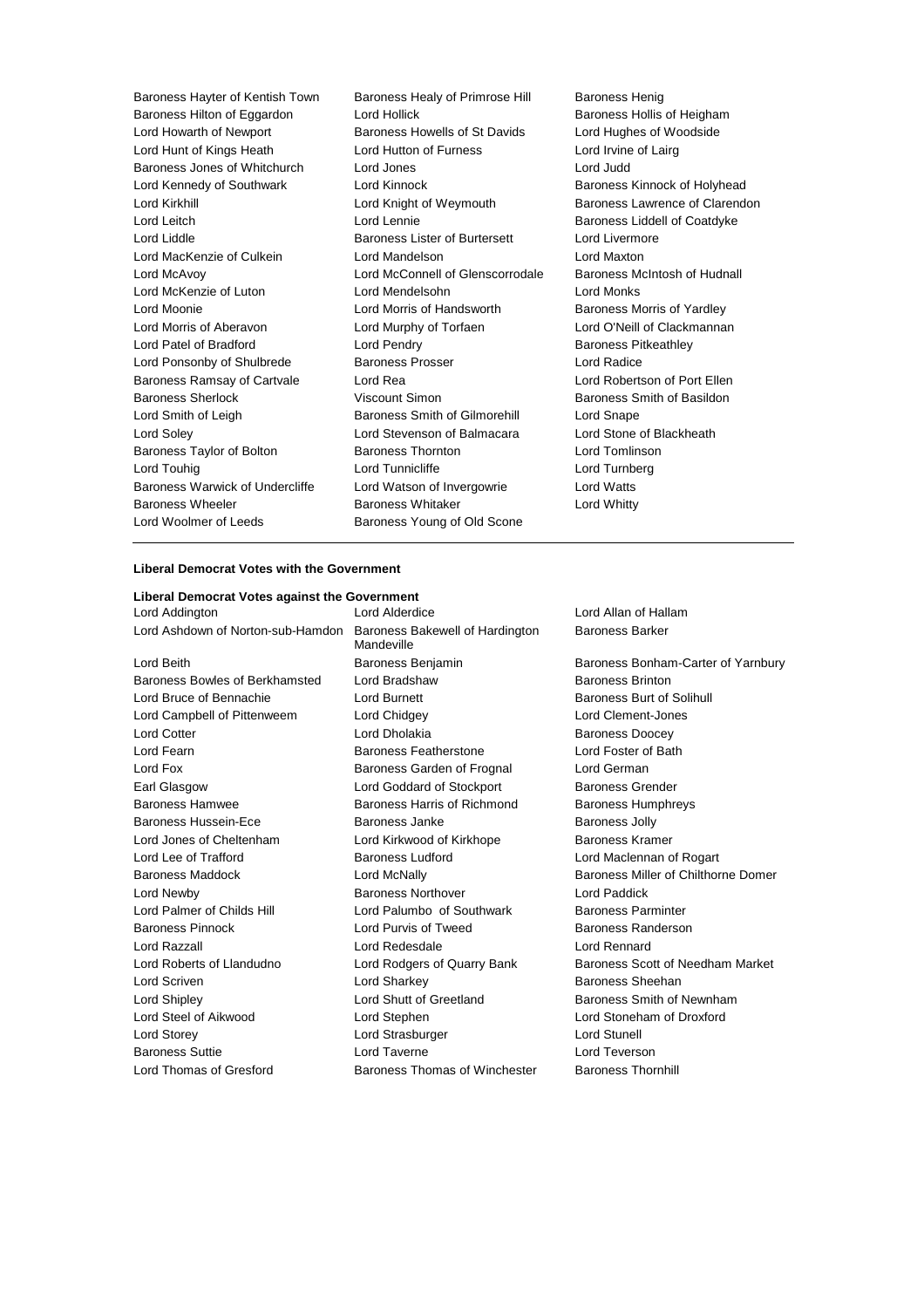Baroness Hayter of Kentish Town
Baroness Healy of Primrose Hill
Baroness Henig
Baroness Hilton of Eggardon
Lord Hollick
Baroness Hollis of Heigham
Lord Howarth of Newport
Baroness Howells of St Davids
Lord Hughes of Woodside
Lord Hunt of Kings Heath
Lord Hutton of Furness
Lord Irvine of Lairg
Baroness Jones of Whitchurch
Lord Jones
Lord Judd
Lord Kennedy of Southwark
Lord Kinnock
Baroness Kinnock of Holyhead
Lord Kirkhill
Lord Knight of Weymouth
Baroness Lawrence of Clarendon
Lord Leitch
Lord Lennie
Baroness Liddell of Coatdyke
Lord Liddle
Baroness Lister of Burtersett
Lord Livermore
Lord MacKenzie of Culkein
Lord Mandelson
Lord Maxton
Lord McAvoy
Lord McConnell of Glenscorrodale
Baroness McIntosh of Hudnall
Lord McKenzie of Luton
Lord Mendelsohn
Lord Monks
Lord Moonie
Lord Morris of Handsworth
Baroness Morris of Yardley
Lord Morris of Aberavon
Lord Murphy of Torfaen
Lord O'Neill of Clackmannan
Lord Patel of Bradford
Lord Pendry
Baroness Pitkeathley
Lord Ponsonby of Shulbrede
Baroness Prosser
Lord Radice
Baroness Ramsay of Cartvale
Lord Rea
Lord Robertson of Port Ellen
Baroness Sherlock
Viscount Simon
Baroness Smith of Basildon
Lord Smith of Leigh
Baroness Smith of Gilmorehill
Lord Snape
Lord Soley
Lord Stevenson of Balmacara
Lord Stone of Blackheath
Baroness Taylor of Bolton
Baroness Thornton
Lord Tomlinson
Lord Touhig
Lord Tunnicliffe
Lord Turnberg
Baroness Warwick of Undercliffe
Lord Watson of Invergowrie
Lord Watts
Baroness Wheeler
Baroness Whitaker
Lord Whitty
Lord Woolmer of Leeds
Baroness Young of Old Scone

---

**Liberal Democrat Votes with the Government**

**Liberal Democrat Votes against the Government**

Lord Addington
Lord Alderdice
Lord Allan of Hallam
Lord Ashdown of Norton-sub-Hamdon
Baroness Bakewell of Hardington Mandeville
Baroness Barker
Lord Beith
Baroness Benjamin
Baroness Bonham-Carter of Yarnbury
Baroness Bowles of Berkhamsted
Lord Bradshaw
Baroness Brinton
Lord Bruce of Bennachie
Lord Burnett
Baroness Burt of Solihull
Lord Campbell of Pittenweem
Lord Chidgey
Lord Clement-Jones
Lord Cotter
Lord Dholakia
Baroness Doocey
Lord Fearn
Baroness Featherstone
Lord Foster of Bath
Lord Fox
Baroness Garden of Frognal
Lord German
Earl Glasgow
Lord Goddard of Stockport
Baroness Grender
Baroness Hamwee
Baroness Harris of Richmond
Baroness Humphreys
Baroness Hussein-Ece
Baroness Janke
Baroness Jolly
Lord Jones of Cheltenham
Lord Kirkwood of Kirkhope
Baroness Kramer
Lord Lee of Trafford
Baroness Ludford
Lord Maclennan of Rogart
Baroness Maddock
Lord McNally
Baroness Miller of Chilthorne Domer
Lord Newby
Baroness Northover
Lord Paddick
Lord Palmer of Childs Hill
Lord Palumbo of Southwark
Baroness Parminter
Baroness Pinnock
Lord Purvis of Tweed
Baroness Randerson
Lord Razzall
Lord Redesdale
Lord Rennard
Lord Roberts of Llandudno
Lord Rodgers of Quarry Bank
Baroness Scott of Needham Market
Lord Scriven
Lord Sharkey
Baroness Sheehan
Lord Shipley
Lord Shutt of Greetland
Baroness Smith of Newnham
Lord Steel of Aikwood
Lord Stephen
Lord Stoneham of Droxford
Lord Storey
Lord Strasburger
Lord Stunell
Baroness Suttie
Lord Taverne
Lord Teverson
Lord Thomas of Gresford
Baroness Thomas of Winchester
Baroness Thornhill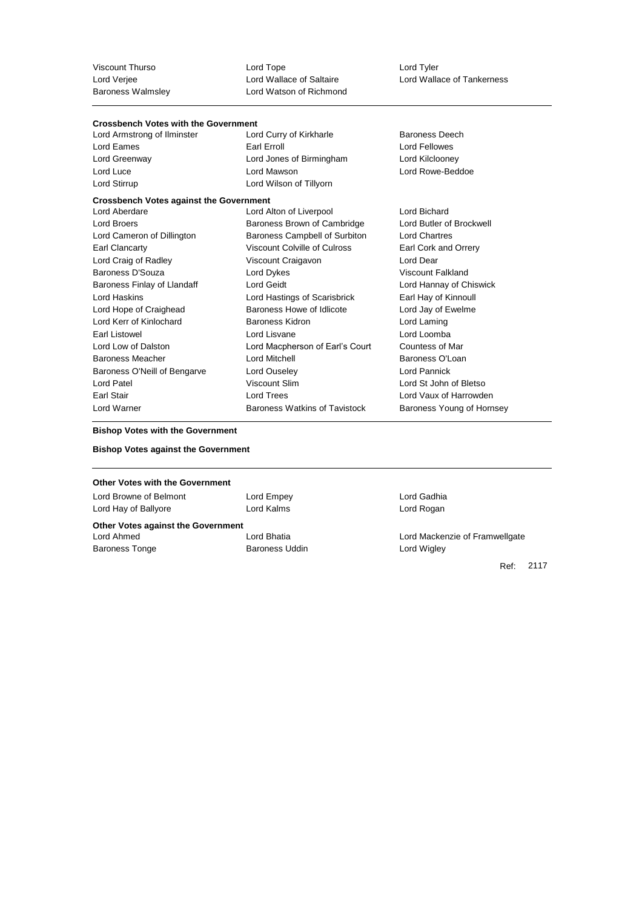| | | |
|---|---|---|
| Viscount Thurso | Lord Tope | Lord Tyler |
| Lord Verjee | Lord Wallace of Saltaire | Lord Wallace of Tankerness |
| Baroness Walmsley | Lord Watson of Richmond | |

**Crossbench Votes with the Government**

| | | |
|---|---|---|
| Lord Armstrong of Ilminster | Lord Curry of Kirkharle | Baroness Deech |
| Lord Eames | Earl Erroll | Lord Fellowes |
| Lord Greenway | Lord Jones of Birmingham | Lord Kilclooney |
| Lord Luce | Lord Mawson | Lord Rowe-Beddoe |
| Lord Stirrup | Lord Wilson of Tillyorn | |

**Crossbench Votes against the Government**

| | | |
|---|---|---|
| Lord Aberdare | Lord Alton of Liverpool | Lord Bichard |
| Lord Broers | Baroness Brown of Cambridge | Lord Butler of Brockwell |
| Lord Cameron of Dillington | Baroness Campbell of Surbiton | Lord Chartres |
| Earl Clancarty | Viscount Colville of Culross | Earl Cork and Orrery |
| Lord Craig of Radley | Viscount Craigavon | Lord Dear |
| Baroness D'Souza | Lord Dykes | Viscount Falkland |
| Baroness Finlay of Llandaff | Lord Geidt | Lord Hannay of Chiswick |
| Lord Haskins | Lord Hastings of Scarisbrick | Earl Hay of Kinnoull |
| Lord Hope of Craighead | Baroness Howe of Idlicote | Lord Jay of Ewelme |
| Lord Kerr of Kinlochard | Baroness Kidron | Lord Laming |
| Earl Listowel | Lord Lisvane | Lord Loomba |
| Lord Low of Dalston | Lord Macpherson of Earl's Court | Countess of Mar |
| Baroness Meacher | Lord Mitchell | Baroness O'Loan |
| Baroness O'Neill of Bengarve | Lord Ouseley | Lord Pannick |
| Lord Patel | Viscount Slim | Lord St John of Bletso |
| Earl Stair | Lord Trees | Lord Vaux of Harrowden |
| Lord Warner | Baroness Watkins of Tavistock | Baroness Young of Hornsey |

**Bishop Votes with the Government**

**Bishop Votes against the Government**

**Other Votes with the Government**

| | | |
|---|---|---|
| Lord Browne of Belmont | Lord Empey | Lord Gadhia |
| Lord Hay of Ballyore | Lord Kalms | Lord Rogan |

**Other Votes against the Government**

| | | |
|---|---|---|
| Lord Ahmed | Lord Bhatia | Lord Mackenzie of Framwellgate |
| Baroness Tonge | Baroness Uddin | Lord Wigley |

Ref: 2117